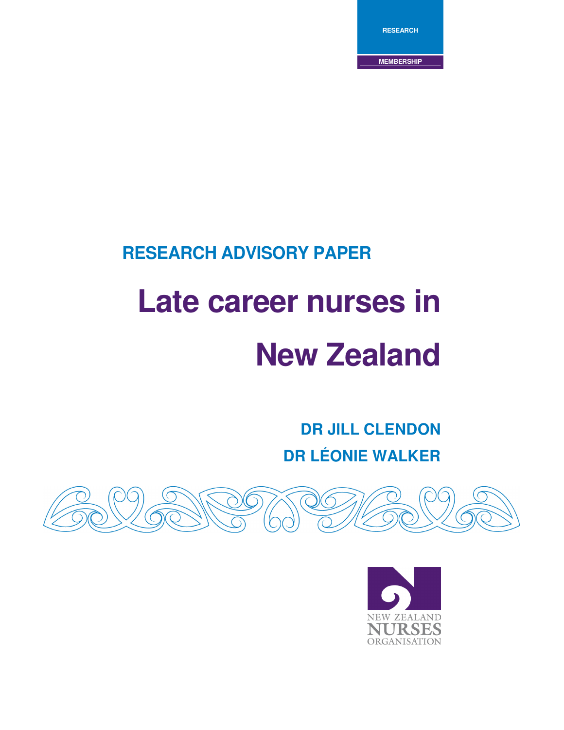RESEARCH

MEMBERSHIP

## RESEARCH ADVISORY PAPER

# Late career nurses in New Zealand

**DR JILL CLENDON**

**DR LÉONIE WALKER**

NEW ZEALAND NURSES ORGANISATION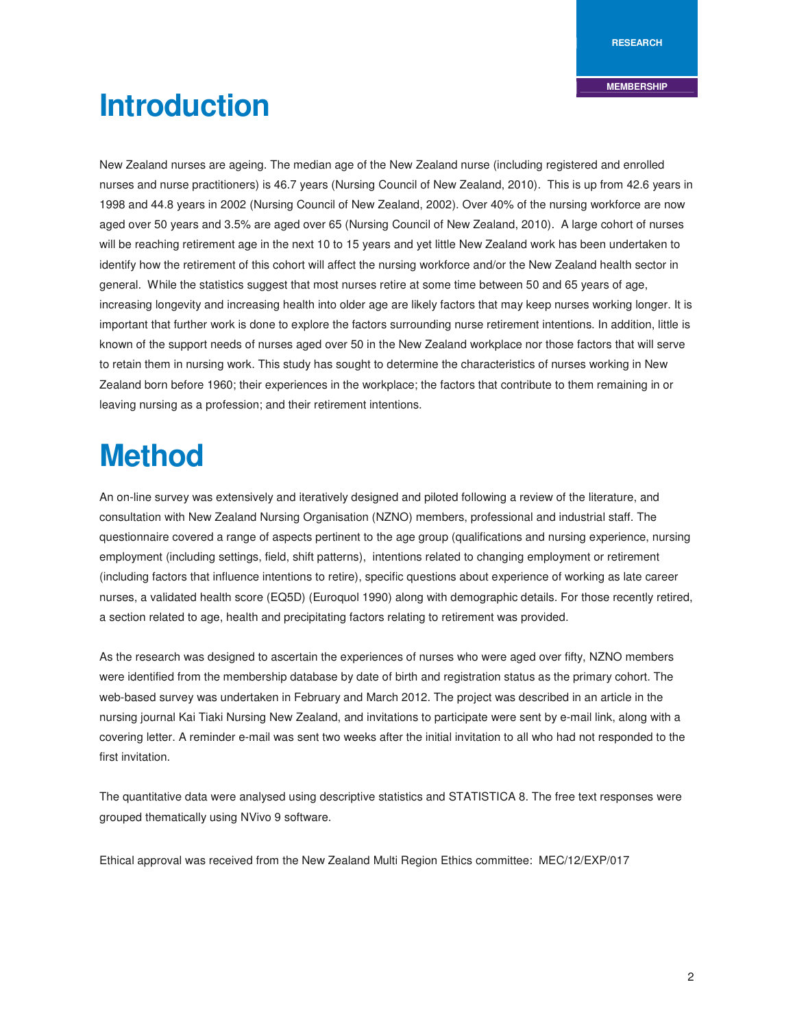# Introduction

New Zealand nurses are ageing. The median age of the New Zealand nurse (including registered and enrolled nurses and nurse practitioners) is 46.7 years (Nursing Council of New Zealand, 2010). This is up from 42.6 years in 1998 and 44.8 years in 2002 (Nursing Council of New Zealand, 2002). Over 40% of the nursing workforce are now aged over 50 years and 3.5% are aged over 65 (Nursing Council of New Zealand, 2010). A large cohort of nurses will be reaching retirement age in the next 10 to 15 years and yet little New Zealand work has been undertaken to identify how the retirement of this cohort will affect the nursing workforce and/or the New Zealand health sector in general. While the statistics suggest that most nurses retire at some time between 50 and 65 years of age, increasing longevity and increasing health into older age are likely factors that may keep nurses working longer. It is important that further work is done to explore the factors surrounding nurse retirement intentions. In addition, little is known of the support needs of nurses aged over 50 in the New Zealand workplace nor those factors that will serve to retain them in nursing work. This study has sought to determine the characteristics of nurses working in New Zealand born before 1960; their experiences in the workplace; the factors that contribute to them remaining in or leaving nursing as a profession; and their retirement intentions.

# Method

An on-line survey was extensively and iteratively designed and piloted following a review of the literature, and consultation with New Zealand Nursing Organisation (NZNO) members, professional and industrial staff. The questionnaire covered a range of aspects pertinent to the age group (qualifications and nursing experience, nursing employment (including settings, field, shift patterns), intentions related to changing employment or retirement (including factors that influence intentions to retire), specific questions about experience of working as late career nurses, a validated health score (EQ5D) (Euroquol 1990) along with demographic details. For those recently retired, a section related to age, health and precipitating factors relating to retirement was provided.

As the research was designed to ascertain the experiences of nurses who were aged over fifty, NZNO members were identified from the membership database by date of birth and registration status as the primary cohort. The web-based survey was undertaken in February and March 2012. The project was described in an article in the nursing journal Kai Tiaki Nursing New Zealand, and invitations to participate were sent by e-mail link, along with a covering letter. A reminder e-mail was sent two weeks after the initial invitation to all who had not responded to the first invitation.

The quantitative data were analysed using descriptive statistics and STATISTICA 8. The free text responses were grouped thematically using NVivo 9 software.

Ethical approval was received from the New Zealand Multi Region Ethics committee: MEC/12/EXP/017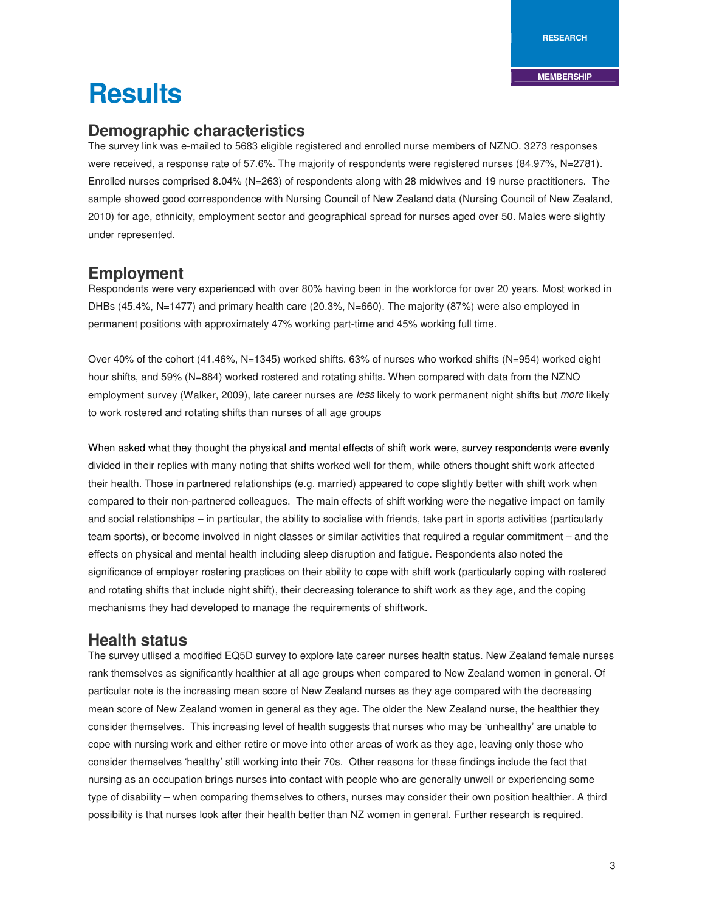# Results

## Demographic characteristics

The survey link was e-mailed to 5683 eligible registered and enrolled nurse members of NZNO. 3273 responses were received, a response rate of 57.6%. The majority of respondents were registered nurses (84.97%, N=2781). Enrolled nurses comprised 8.04% (N=263) of respondents along with 28 midwives and 19 nurse practitioners. The sample showed good correspondence with Nursing Council of New Zealand data (Nursing Council of New Zealand, 2010) for age, ethnicity, employment sector and geographical spread for nurses aged over 50. Males were slightly under represented.

## Employment

Respondents were very experienced with over 80% having been in the workforce for over 20 years. Most worked in DHBs (45.4%, N=1477) and primary health care (20.3%, N=660). The majority (87%) were also employed in permanent positions with approximately 47% working part-time and 45% working full time.

Over 40% of the cohort (41.46%, N=1345) worked shifts. 63% of nurses who worked shifts (N=954) worked eight hour shifts, and 59% (N=884) worked rostered and rotating shifts. When compared with data from the NZNO employment survey (Walker, 2009), late career nurses are *less* likely to work permanent night shifts but *more* likely to work rostered and rotating shifts than nurses of all age groups

When asked what they thought the physical and mental effects of shift work were, survey respondents were evenly divided in their replies with many noting that shifts worked well for them, while others thought shift work affected their health. Those in partnered relationships (e.g. married) appeared to cope slightly better with shift work when compared to their non-partnered colleagues. The main effects of shift working were the negative impact on family and social relationships – in particular, the ability to socialise with friends, take part in sports activities (particularly team sports), or become involved in night classes or similar activities that required a regular commitment – and the effects on physical and mental health including sleep disruption and fatigue. Respondents also noted the significance of employer rostering practices on their ability to cope with shift work (particularly coping with rostered and rotating shifts that include night shift), their decreasing tolerance to shift work as they age, and the coping mechanisms they had developed to manage the requirements of shiftwork.

## Health status

The survey utlised a modified EQ5D survey to explore late career nurses health status. New Zealand female nurses rank themselves as significantly healthier at all age groups when compared to New Zealand women in general. Of particular note is the increasing mean score of New Zealand nurses as they age compared with the decreasing mean score of New Zealand women in general as they age. The older the New Zealand nurse, the healthier they consider themselves. This increasing level of health suggests that nurses who may be 'unhealthy' are unable to cope with nursing work and either retire or move into other areas of work as they age, leaving only those who consider themselves 'healthy' still working into their 70s. Other reasons for these findings include the fact that nursing as an occupation brings nurses into contact with people who are generally unwell or experiencing some type of disability – when comparing themselves to others, nurses may consider their own position healthier. A third possibility is that nurses look after their health better than NZ women in general. Further research is required.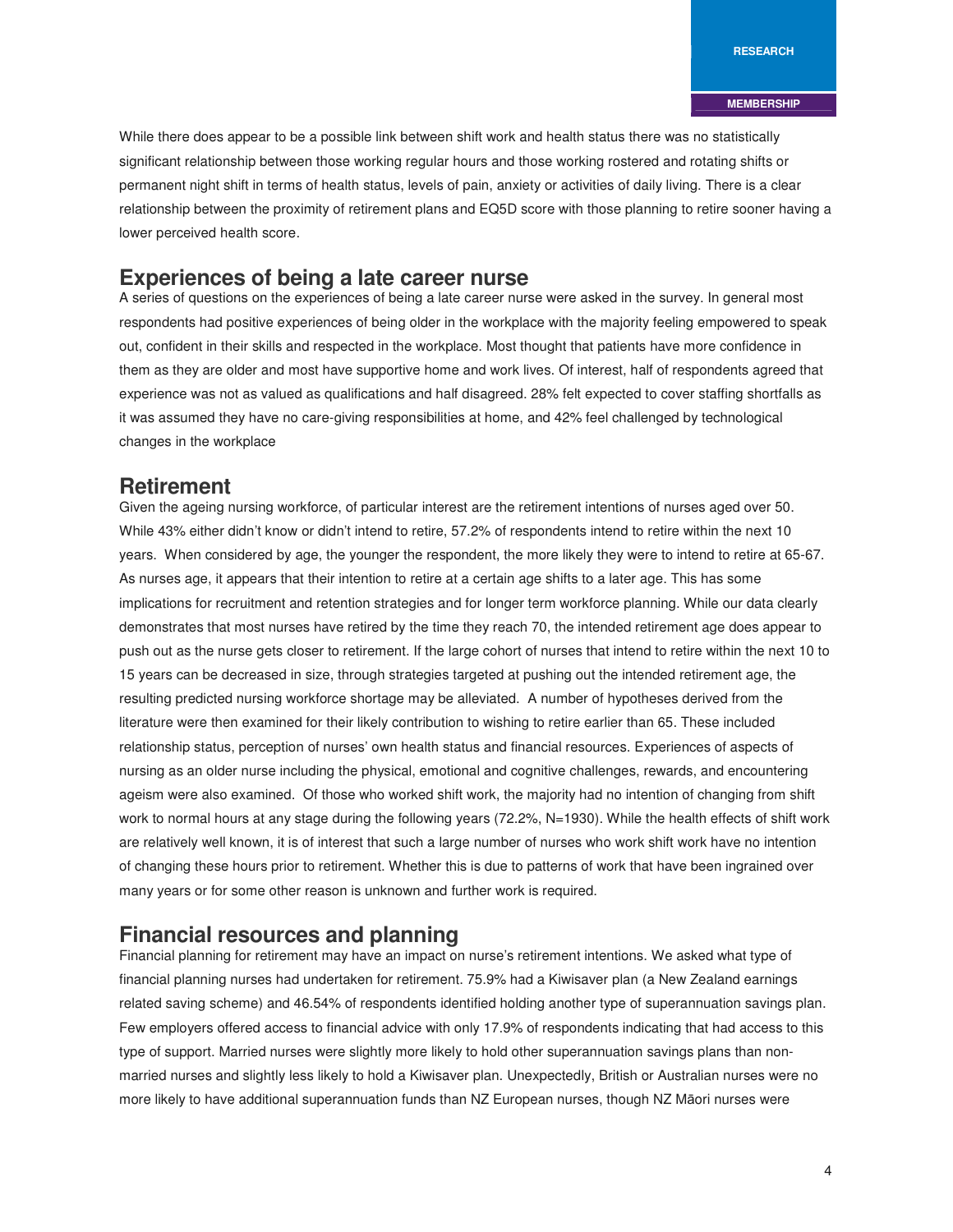While there does appear to be a possible link between shift work and health status there was no statistically significant relationship between those working regular hours and those working rostered and rotating shifts or permanent night shift in terms of health status, levels of pain, anxiety or activities of daily living. There is a clear relationship between the proximity of retirement plans and EQ5D score with those planning to retire sooner having a lower perceived health score.

## Experiences of being a late career nurse

A series of questions on the experiences of being a late career nurse were asked in the survey. In general most respondents had positive experiences of being older in the workplace with the majority feeling empowered to speak out, confident in their skills and respected in the workplace. Most thought that patients have more confidence in them as they are older and most have supportive home and work lives. Of interest, half of respondents agreed that experience was not as valued as qualifications and half disagreed. 28% felt expected to cover staffing shortfalls as it was assumed they have no care-giving responsibilities at home, and 42% feel challenged by technological changes in the workplace

## Retirement

Given the ageing nursing workforce, of particular interest are the retirement intentions of nurses aged over 50. While 43% either didn't know or didn't intend to retire, 57.2% of respondents intend to retire within the next 10 years. When considered by age, the younger the respondent, the more likely they were to intend to retire at 65-67. As nurses age, it appears that their intention to retire at a certain age shifts to a later age. This has some implications for recruitment and retention strategies and for longer term workforce planning. While our data clearly demonstrates that most nurses have retired by the time they reach 70, the intended retirement age does appear to push out as the nurse gets closer to retirement. If the large cohort of nurses that intend to retire within the next 10 to 15 years can be decreased in size, through strategies targeted at pushing out the intended retirement age, the resulting predicted nursing workforce shortage may be alleviated. A number of hypotheses derived from the literature were then examined for their likely contribution to wishing to retire earlier than 65. These included relationship status, perception of nurses' own health status and financial resources. Experiences of aspects of nursing as an older nurse including the physical, emotional and cognitive challenges, rewards, and encountering ageism were also examined. Of those who worked shift work, the majority had no intention of changing from shift work to normal hours at any stage during the following years (72.2%, N=1930). While the health effects of shift work are relatively well known, it is of interest that such a large number of nurses who work shift work have no intention of changing these hours prior to retirement. Whether this is due to patterns of work that have been ingrained over many years or for some other reason is unknown and further work is required.

## Financial resources and planning

Financial planning for retirement may have an impact on nurse's retirement intentions. We asked what type of financial planning nurses had undertaken for retirement. 75.9% had a Kiwisaver plan (a New Zealand earnings related saving scheme) and 46.54% of respondents identified holding another type of superannuation savings plan. Few employers offered access to financial advice with only 17.9% of respondents indicating that had access to this type of support. Married nurses were slightly more likely to hold other superannuation savings plans than non-married nurses and slightly less likely to hold a Kiwisaver plan. Unexpectedly, British or Australian nurses were no more likely to have additional superannuation funds than NZ European nurses, though NZ Māori nurses were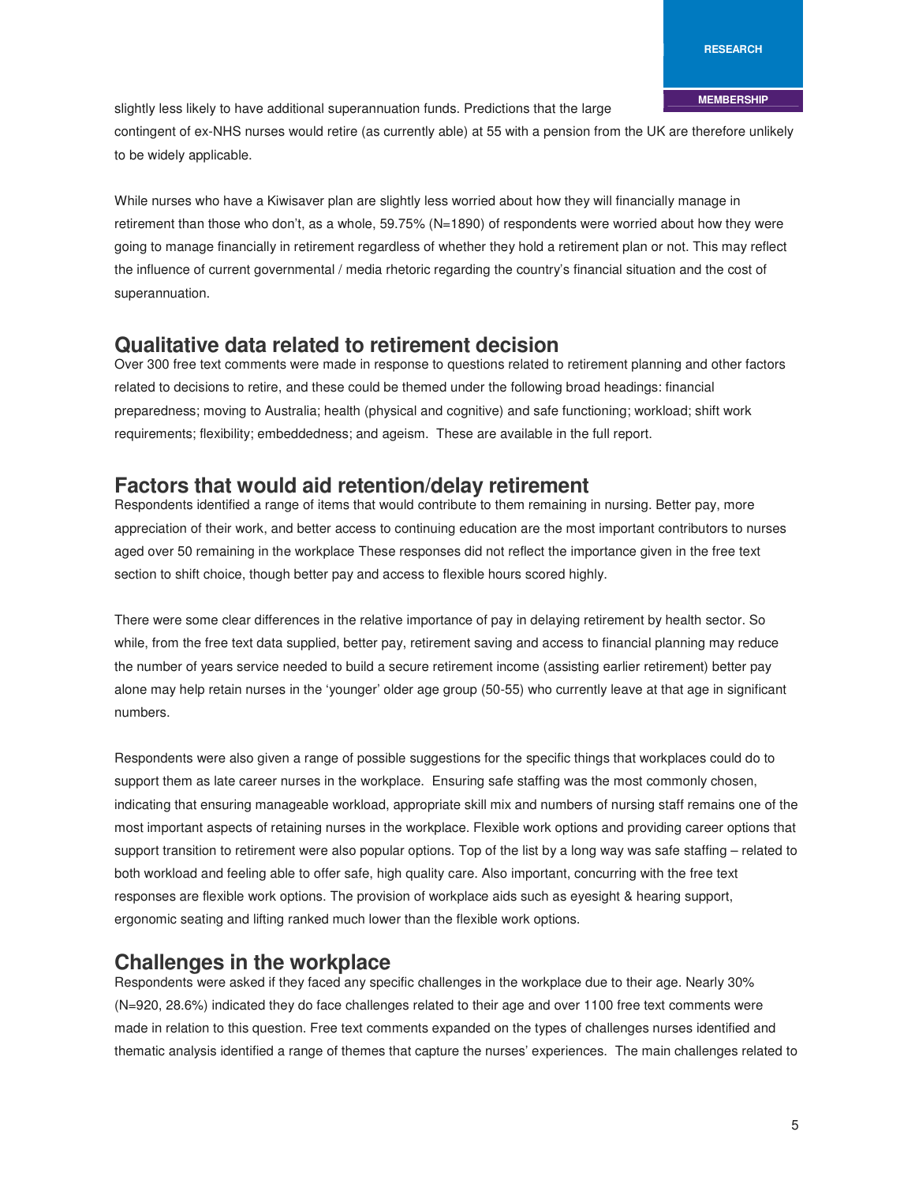slightly less likely to have additional superannuation funds. Predictions that the large contingent of ex-NHS nurses would retire (as currently able) at 55 with a pension from the UK are therefore unlikely to be widely applicable.

While nurses who have a Kiwisaver plan are slightly less worried about how they will financially manage in retirement than those who don't, as a whole, 59.75% (N=1890) of respondents were worried about how they were going to manage financially in retirement regardless of whether they hold a retirement plan or not. This may reflect the influence of current governmental / media rhetoric regarding the country's financial situation and the cost of superannuation.

## Qualitative data related to retirement decision

Over 300 free text comments were made in response to questions related to retirement planning and other factors related to decisions to retire, and these could be themed under the following broad headings: financial preparedness; moving to Australia; health (physical and cognitive) and safe functioning; workload; shift work requirements; flexibility; embeddedness; and ageism. These are available in the full report.

## Factors that would aid retention/delay retirement

Respondents identified a range of items that would contribute to them remaining in nursing. Better pay, more appreciation of their work, and better access to continuing education are the most important contributors to nurses aged over 50 remaining in the workplace These responses did not reflect the importance given in the free text section to shift choice, though better pay and access to flexible hours scored highly.

There were some clear differences in the relative importance of pay in delaying retirement by health sector. So while, from the free text data supplied, better pay, retirement saving and access to financial planning may reduce the number of years service needed to build a secure retirement income (assisting earlier retirement) better pay alone may help retain nurses in the 'younger' older age group (50-55) who currently leave at that age in significant numbers.

Respondents were also given a range of possible suggestions for the specific things that workplaces could do to support them as late career nurses in the workplace. Ensuring safe staffing was the most commonly chosen, indicating that ensuring manageable workload, appropriate skill mix and numbers of nursing staff remains one of the most important aspects of retaining nurses in the workplace. Flexible work options and providing career options that support transition to retirement were also popular options. Top of the list by a long way was safe staffing – related to both workload and feeling able to offer safe, high quality care. Also important, concurring with the free text responses are flexible work options. The provision of workplace aids such as eyesight & hearing support, ergonomic seating and lifting ranked much lower than the flexible work options.

## Challenges in the workplace

Respondents were asked if they faced any specific challenges in the workplace due to their age. Nearly 30% (N=920, 28.6%) indicated they do face challenges related to their age and over 1100 free text comments were made in relation to this question. Free text comments expanded on the types of challenges nurses identified and thematic analysis identified a range of themes that capture the nurses' experiences. The main challenges related to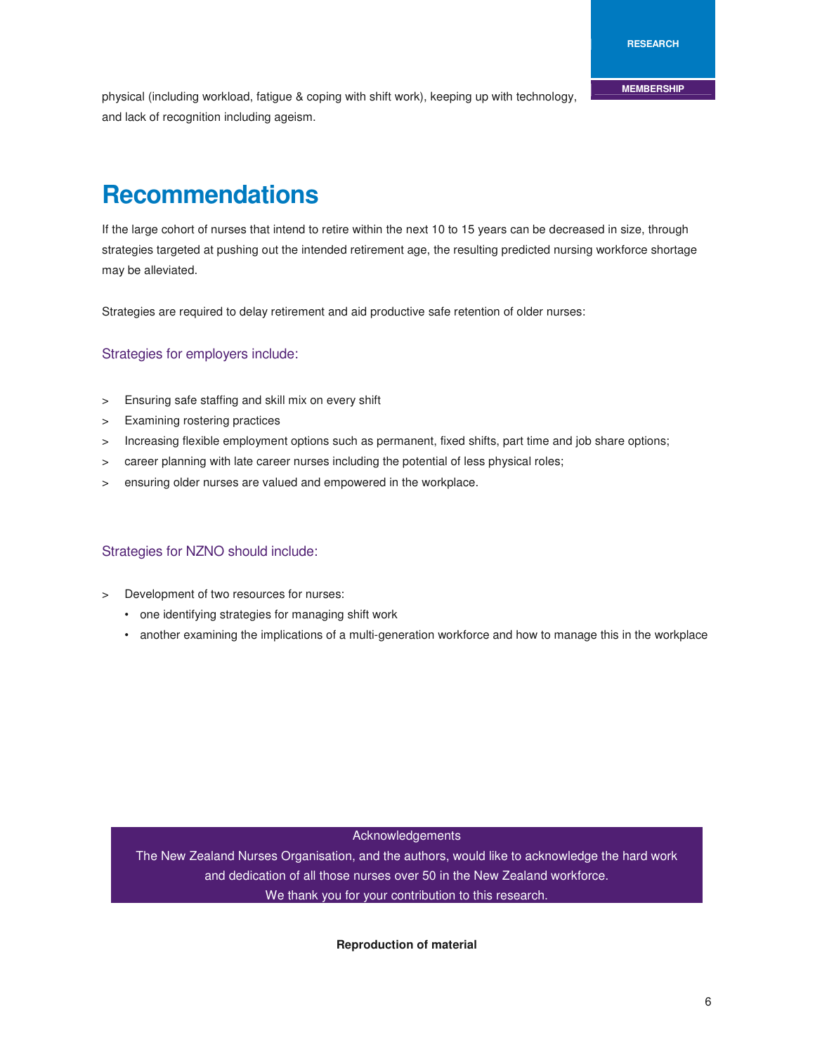physical (including workload, fatigue & coping with shift work), keeping up with technology, and lack of recognition including ageism.

## Recommendations

If the large cohort of nurses that intend to retire within the next 10 to 15 years can be decreased in size, through strategies targeted at pushing out the intended retirement age, the resulting predicted nursing workforce shortage may be alleviated.

Strategies are required to delay retirement and aid productive safe retention of older nurses:

### Strategies for employers include:

- Ensuring safe staffing and skill mix on every shift
- Examining rostering practices
- Increasing flexible employment options such as permanent, fixed shifts, part time and job share options;
- career planning with late career nurses including the potential of less physical roles;
- ensuring older nurses are valued and empowered in the workplace.

### Strategies for NZNO should include:

- Development of two resources for nurses:
  - one identifying strategies for managing shift work
  - another examining the implications of a multi-generation workforce and how to manage this in the workplace

Acknowledgements

The New Zealand Nurses Organisation, and the authors, would like to acknowledge the hard work and dedication of all those nurses over 50 in the New Zealand workforce.

We thank you for your contribution to this research.

**Reproduction of material**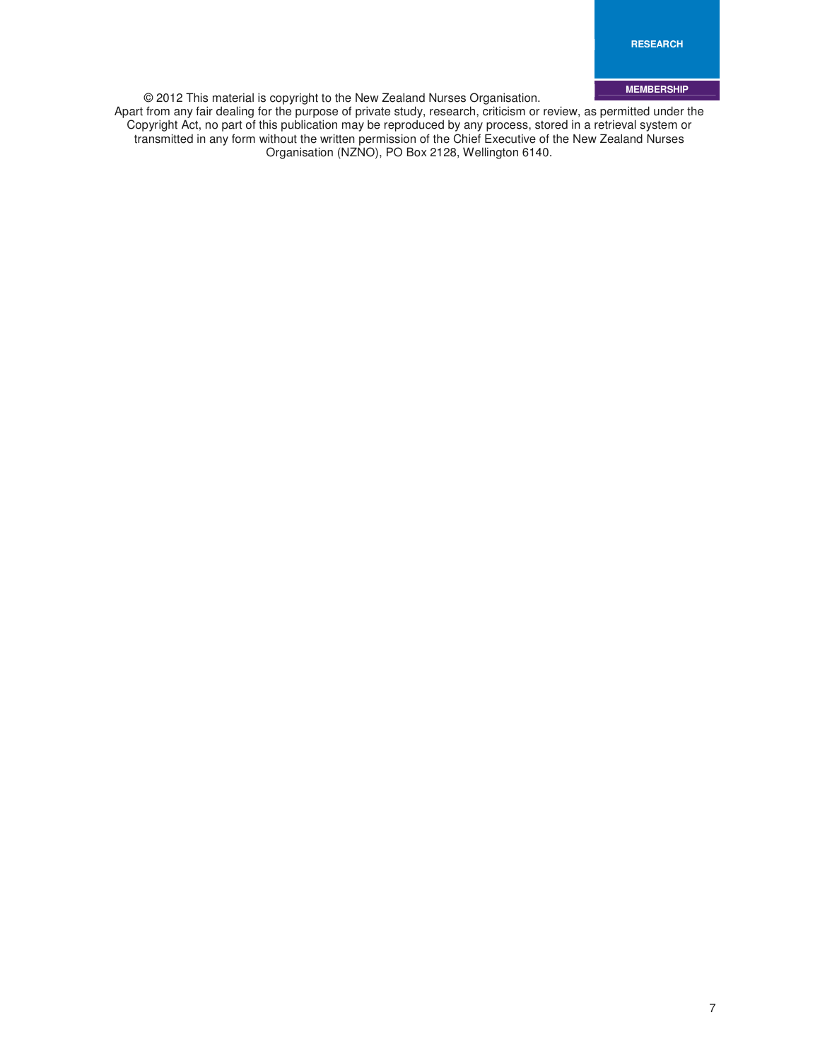© 2012 This material is copyright to the New Zealand Nurses Organisation.
Apart from any fair dealing for the purpose of private study, research, criticism or review, as permitted under the Copyright Act, no part of this publication may be reproduced by any process, stored in a retrieval system or transmitted in any form without the written permission of the Chief Executive of the New Zealand Nurses Organisation (NZNO), PO Box 2128, Wellington 6140.